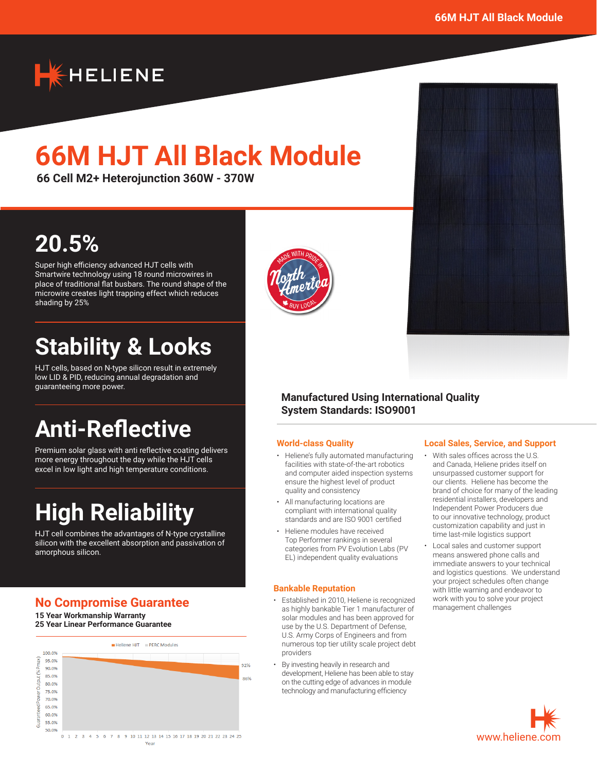# 66M HJT All Black Module

**66 Cell M2+ Heterojunction 360W - 370W**

## 20.5%

Super high efficiency advanced HJT cells with Smartwire technology using 18 round microwires in place of traditional flat busbars. The round shape of the microwire creates light trapping effect which reduces shading by 25%

## Stability & Looks

HJT cells, based on N-type silicon result in extremely low LID & PID, reducing annual degradation and guaranteeing more power.

## Anti-Reflective

Premium solar glass with anti reflective coating delivers more energy throughout the day while the HJT cells excel in low light and high temperature conditions.

## High Reliability

HJT cell combines the advantages of N-type crystalline silicon with the excellent absorption and passivation of amorphous silicon.

## No Compromise Guarantee

**15 Year Workmanship Warranty**
**25 Year Linear Performance Guarantee**

Heliene HJT | PERC Modules

Guaranteed Power Output (% Pmax) — 92% / 86% — Year 0–25

MADE WITH PRIDE IN North America BUY LOCAL

## Manufactured Using International Quality System Standards: ISO9001

### World-class Quality

- Heliene's fully automated manufacturing facilities with state-of-the-art robotics and computer aided inspection systems ensure the highest level of product quality and consistency
- All manufacturing locations are compliant with international quality standards and are ISO 9001 certified
- Heliene modules have received Top Performer rankings in several categories from PV Evolution Labs (PV EL) independent quality evaluations

### Bankable Reputation

- Established in 2010, Heliene is recognized as highly bankable Tier 1 manufacturer of solar modules and has been approved for use by the U.S. Department of Defense, U.S. Army Corps of Engineers and from numerous top tier utility scale project debt providers
- By investing heavily in research and development, Heliene has been able to stay on the cutting edge of advances in module technology and manufacturing efficiency

### Local Sales, Service, and Support

- With sales offices across the U.S. and Canada, Heliene prides itself on unsurpassed customer support for our clients. Heliene has become the brand of choice for many of the leading residential installers, developers and Independent Power Producers due to our innovative technology, product customization capability and just in time last-mile logistics support
- Local sales and customer support means answered phone calls and immediate answers to your technical and logistics questions. We understand your project schedules often change with little warning and endeavor to work with you to solve your project management challenges

www.heliene.com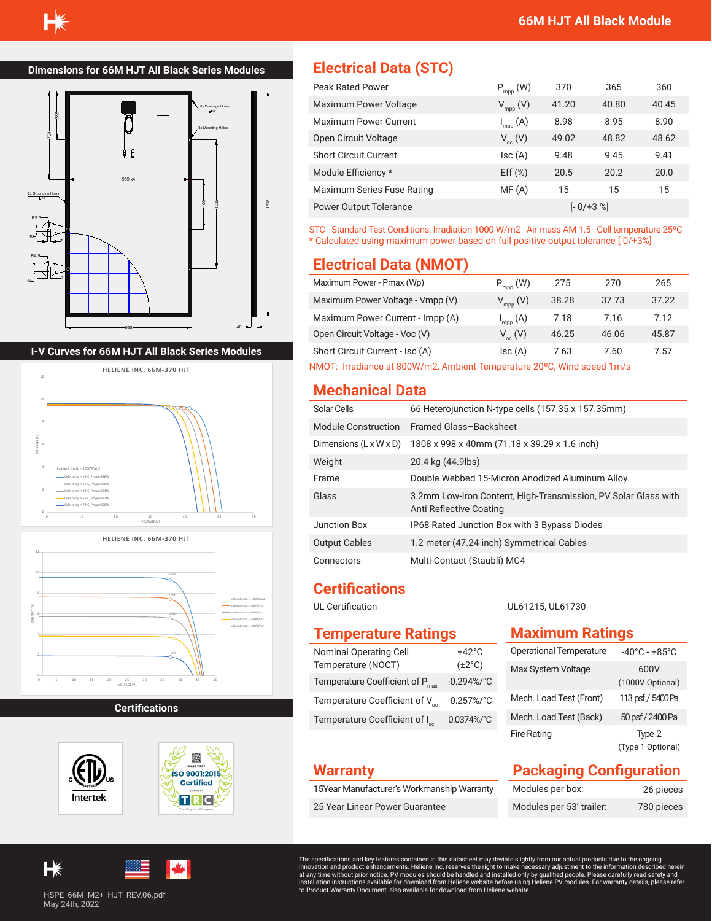# 66M HJT All Black Module

## Dimensions for 66M HJT All Black Series Modules

8x Drainage Holes
8x Mounting Holes
2x Grounding Holes
388
704
959 x4
400
1032
1808
R3.5
10
7
R4.5
14
8
998
40

## I-V Curves for 66M HJT All Black Series Modules

HELIENE INC. 66M-370 HJT

Incident Irrad. = 1000W/m2
Cells temp = 10°C, Pmpp=386W
Cells temp = 25°C, Pmpp=370W
Cells temp = 40°C, Pmpp=354W
Cells temp = 55°C, Pmpp=337W
Cells temp = 70°C, Pmpp=320W

CURRENT [A]
VOLTAGE [V]

HELIENE INC. 66M-370 HJT

Incident Irrad. = 1000W/m2
Incident Irrad. = 800W/m2
Incident Irrad. = 600W/m2
Incident Irrad. = 400W/m2
Incident Irrad. = 200W/m2

CURRENT [A]
VOLTAGE [V]

## Certifications

Intertek
ISO 9001:2015 Certified
TRC

## Electrical Data (STC)

| | | | | |
|---|---|---|---|---|
| Peak Rated Power | $P_{mpp}$ (W) | 370 | 365 | 360 |
| Maximum Power Voltage | $V_{mpp}$ (V) | 41.20 | 40.80 | 40.45 |
| Maximum Power Current | $I_{mpp}$ (A) | 8.98 | 8.95 | 8.90 |
| Open Circuit Voltage | $V_{oc}$ (V) | 49.02 | 48.82 | 48.62 |
| Short Circuit Current | Isc (A) | 9.48 | 9.45 | 9.41 |
| Module Efficiency * | Eff (%) | 20.5 | 20.2 | 20.0 |
| Maximum Series Fuse Rating | MF (A) | 15 | 15 | 15 |
| Power Output Tolerance | | [- 0/+3 %] | | |

STC - Standard Test Conditions: Irradiation 1000 W/m2 - Air mass AM 1.5 - Cell temperature 25ºC
* Calculated using maximum power based on full positive output tolerance [-0/+3%]

## Electrical Data (NMOT)

| | | | | |
|---|---|---|---|---|
| Maximum Power - Pmax (Wp) | $P_{mpp}$ (W) | 275 | 270 | 265 |
| Maximum Power Voltage - Vmpp (V) | $V_{mpp}$ (V) | 38.28 | 37.73 | 37.22 |
| Maximum Power Current - Impp (A) | $I_{mpp}$ (A) | 7.18 | 7.16 | 7.12 |
| Open Circuit Voltage - Voc (V) | $V_{oc}$ (V) | 46.25 | 46.06 | 45.87 |
| Short Circuit Current - Isc (A) | Isc (A) | 7.63 | 7.60 | 7.57 |

NMOT: Irradiance at 800W/m2, Ambient Temperature 20°C, Wind speed 1m/s

## Mechanical Data

| | |
|---|---|
| Solar Cells | 66 Heterojunction N-type cells (157.35 x 157.35mm) |
| Module Construction | Framed Glass–Backsheet |
| Dimensions (L x W x D) | 1808 x 998 x 40mm (71.18 x 39.29 x 1.6 inch) |
| Weight | 20.4 kg (44.9lbs) |
| Frame | Double Webbed 15-Micron Anodized Aluminum Alloy |
| Glass | 3.2mm Low-Iron Content, High-Transmission, PV Solar Glass with Anti Reflective Coating |
| Junction Box | IP68 Rated Junction Box with 3 Bypass Diodes |
| Output Cables | 1.2-meter (47.24-inch) Symmetrical Cables |
| Connectors | Multi-Contact (Staubli) MC4 |

## Certifications

| | |
|---|---|
| UL Certification | UL61215, UL61730 |

## Temperature Ratings

| | |
|---|---|
| Nominal Operating Cell Temperature (NOCT) | +42°C (±2°C) |
| Temperature Coefficient of $P_{max}$ | -0.294%/°C |
| Temperature Coefficient of $V_{oc}$ | -0.257%/°C |
| Temperature Coefficient of $I_{sc}$ | 0.0374%/°C |

## Maximum Ratings

| | |
|---|---|
| Operational Temperature | -40°C - +85°C |
| Max System Voltage | 600V (1000V Optional) |
| Mech. Load Test (Front) | 113 psf / 5400 Pa |
| Mech. Load Test (Back) | 50 psf / 2400 Pa |
| Fire Rating | Type 2 (Type 1 Optional) |

## Warranty

15Year Manufacturer's Workmanship Warranty

25 Year Linear Power Guarantee

## Packaging Configuration

| | |
|---|---|
| Modules per box: | 26 pieces |
| Modules per 53' trailer: | 780 pieces |

HSPE_66M_M2+_HJT_REV.06.pdf
May 24th, 2022

The specifications and key features contained in this datasheet may deviate slightly from our actual products due to the ongoing innovation and product enhancements. Heliene Inc. reserves the right to make necessary adjustment to the information described herein at any time without prior notice. PV modules should be handled and installed only by qualified people. Please carefully read safety and installation instructions available for download from Heliene website before using Heliene PV modules. For warranty details, please refer to Product Warranty Document, also available for download from Heliene website.